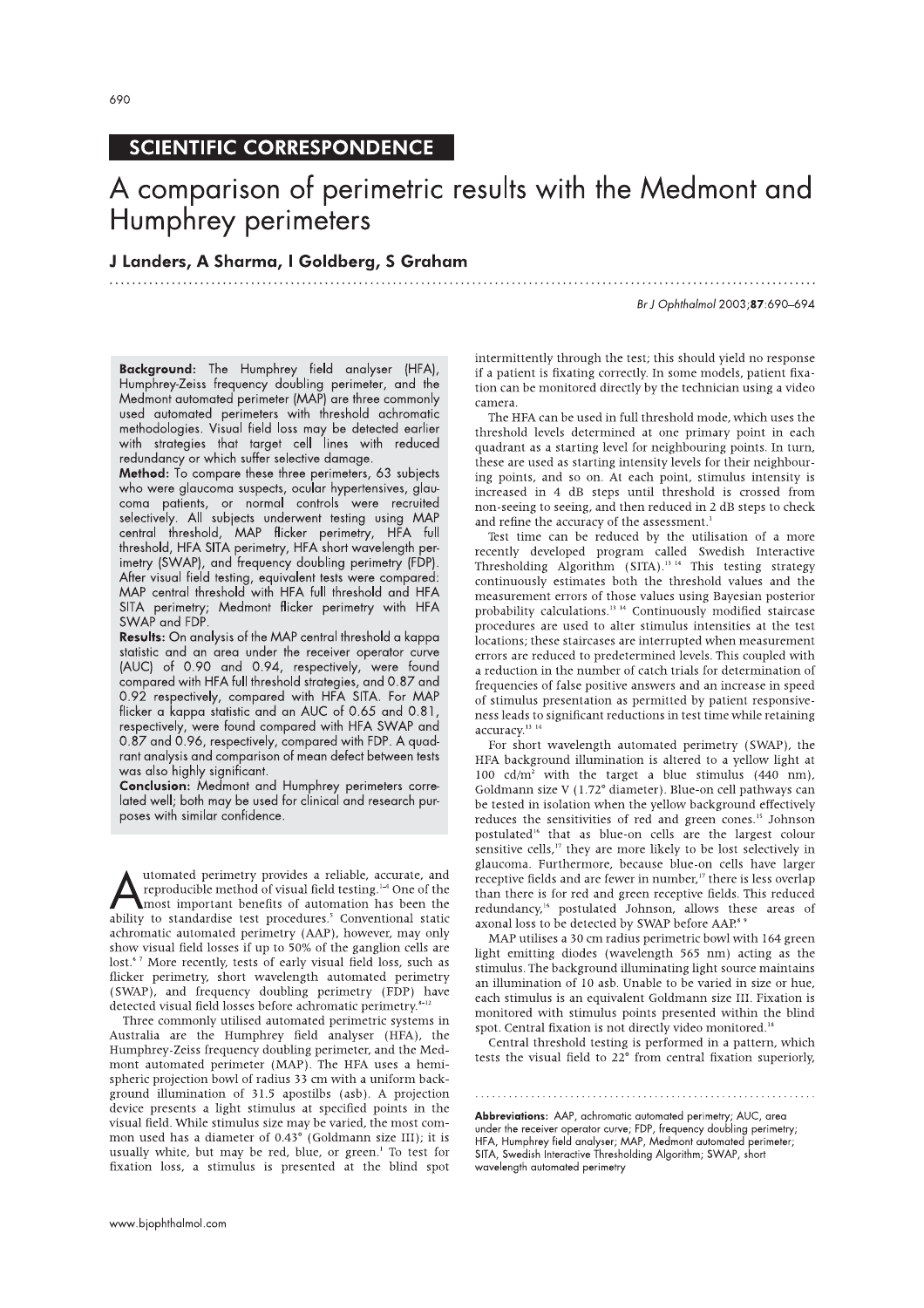**SCIENTIFIC CORRESPONDENCE**

# A comparison of perimetric results with the Medmont and Humphrey perimeters

**J Landers, A Sharma, I Goldberg, S Graham**

**Background:** The Humphrey field analyser (HFA), Humphrey-Zeiss frequency doubling perimeter, and the Medmont automated perimeter (MAP) are three commonly used automated perimeters with threshold achromatic methodologies. Visual field loss may be detected earlier with strategies that target cell lines with reduced redundancy or which suffer selective damage.

**Method:** To compare these three perimeters, 63 subjects who were glaucoma suspects, ocular hypertensives, glaucoma patients, or normal controls were recruited selectively. All subjects underwent testing using MAP central threshold, MAP flicker perimetry, HFA full threshold, HFA SITA perimetry, HFA short wavelength perimetry (SWAP), and frequency doubling perimetry (FDP). After visual field testing, equivalent tests were compared: MAP central threshold with HFA full threshold and HFA SITA perimetry; Medmont flicker perimetry with HFA SWAP and FDP.

**Results:** On analysis of the MAP central threshold a kappa statistic and an area under the receiver operator curve (AUC) of 0.90 and 0.94, respectively, were found compared with HFA full threshold strategies, and 0.87 and 0.92 respectively, compared with HFA SITA. For MAP flicker a kappa statistic and an AUC of 0.65 and 0.81, respectively, were found compared with HFA SWAP and 0.87 and 0.96, respectively, compared with FDP. A quadrant analysis and comparison of mean defect between tests was also highly significant.

**Conclusion:** Medmont and Humphrey perimeters correlated well; both may be used for clinical and research purposes with similar confidence.

Automated perimetry provides a reliable, accurate, and reproducible method of visual field testing.[1–4] One of the most important benefits of automation has been the ability to standardise test procedures.[5] Conventional static achromatic automated perimetry (AAP), however, may only show visual field losses if up to 50% of the ganglion cells are lost.[6 7] More recently, tests of early visual field loss, such as flicker perimetry, short wavelength automated perimetry (SWAP), and frequency doubling perimetry (FDP) have detected visual field losses before achromatic perimetry.[8–12]

Three commonly utilised automated perimetric systems in Australia are the Humphrey field analyser (HFA), the Humphrey-Zeiss frequency doubling perimeter, and the Medmont automated perimeter (MAP). The HFA uses a hemispheric projection bowl of radius 33 cm with a uniform background illumination of 31.5 apostilbs (asb). A projection device presents a light stimulus at specified points in the visual field. While stimulus size may be varied, the most common used has a diameter of 0.43° (Goldmann size III); it is usually white, but may be red, blue, or green.[1] To test for fixation loss, a stimulus is presented at the blind spot intermittently through the test; this should yield no response if a patient is fixating correctly. In some models, patient fixation can be monitored directly by the technician using a video camera.

The HFA can be used in full threshold mode, which uses the threshold levels determined at one primary point in each quadrant as a starting level for neighbouring points. In turn, these are used as starting intensity levels for their neighbouring points, and so on. At each point, stimulus intensity is increased in 4 dB steps until threshold is crossed from non-seeing to seeing, and then reduced in 2 dB steps to check and refine the accuracy of the assessment.[1]

Test time can be reduced by the utilisation of a more recently developed program called Swedish Interactive Thresholding Algorithm (SITA).[13 14] This testing strategy continuously estimates both the threshold values and the measurement errors of those values using Bayesian posterior probability calculations.[13 14] Continuously modified staircase procedures are used to alter stimulus intensities at the test locations; these staircases are interrupted when measurement errors are reduced to predetermined levels. This coupled with a reduction in the number of catch trials for determination of frequencies of false positive answers and an increase in speed of stimulus presentation as permitted by patient responsiveness leads to significant reductions in test time while retaining accuracy.[13 14]

For short wavelength automated perimetry (SWAP), the HFA background illumination is altered to a yellow light at 100 cd/m$^2$ with the target a blue stimulus (440 nm), Goldmann size V (1.72° diameter). Blue-on cell pathways can be tested in isolation when the yellow background effectively reduces the sensitivities of red and green cones.[15] Johnson postulated[16] that as blue-on cells are the largest colour sensitive cells,[17] they are more likely to be lost selectively in glaucoma. Furthermore, because blue-on cells have larger receptive fields and are fewer in number,[17] there is less overlap than there is for red and green receptive fields. This reduced redundancy,[16] postulated Johnson, allows these areas of axonal loss to be detected by SWAP before AAP.[8 9]

MAP utilises a 30 cm radius perimetric bowl with 164 green light emitting diodes (wavelength 565 nm) acting as the stimulus. The background illuminating light source maintains an illumination of 10 asb. Unable to be varied in size or hue, each stimulus is an equivalent Goldmann size III. Fixation is monitored with stimulus points presented within the blind spot. Central fixation is not directly video monitored.[18]

Central threshold testing is performed in a pattern, which tests the visual field to 22° from central fixation superiorly,

**Abbreviations:** AAP, achromatic automated perimetry; AUC, area under the receiver operator curve; FDP, frequency doubling perimetry; HFA, Humphrey field analyser; MAP, Medmont automated perimeter; SITA, Swedish Interactive Thresholding Algorithm; SWAP, short wavelength automated perimetry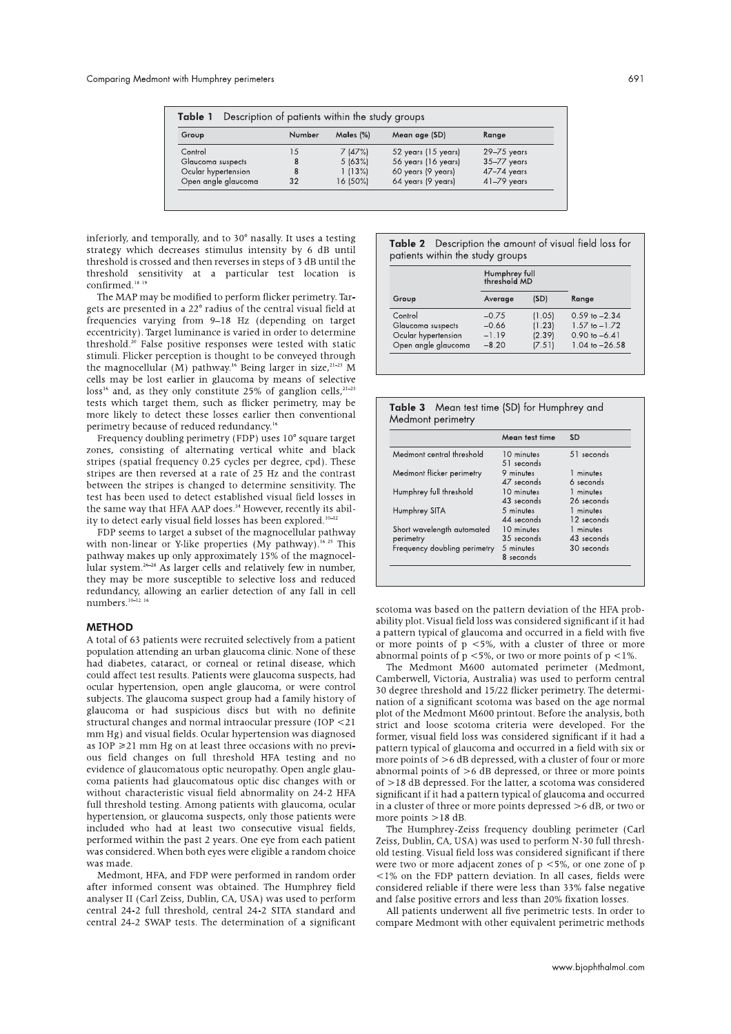**Table 1** Description of patients within the study groups

| Group | Number | Males (%) | Mean age (SD) | Range |
|---|---|---|---|---|
| Control | 15 | 7 (47%) | 52 years (15 years) | 29–75 years |
| Glaucoma suspects | 8 | 5 (63%) | 56 years (16 years) | 35–77 years |
| Ocular hypertension | 8 | 1 (13%) | 60 years (9 years) | 47–74 years |
| Open angle glaucoma | 32 | 16 (50%) | 64 years (9 years) | 41–79 years |

inferiorly, and temporally, and to 30° nasally. It uses a testing strategy which decreases stimulus intensity by 6 dB until threshold is crossed and then reverses in steps of 3 dB until the threshold sensitivity at a particular test location is confirmed.[18 19]

The MAP may be modified to perform flicker perimetry. Targets are presented in a 22° radius of the central visual field at frequencies varying from 9–18 Hz (depending on target eccentricity). Target luminance is varied in order to determine threshold.[20] False positive responses were tested with static stimuli. Flicker perception is thought to be conveyed through the magnocellular (M) pathway.[16] Being larger in size,[21–23] M cells may be lost earlier in glaucoma by means of selective loss[16] and, as they only constitute 25% of ganglion cells,[21–23] tests which target them, such as flicker perimetry, may be more likely to detect these losses earlier then conventional perimetry because of reduced redundancy.[16]

Frequency doubling perimetry (FDP) uses 10° square target zones, consisting of alternating vertical white and black stripes (spatial frequency 0.25 cycles per degree, cpd). These stripes are then reversed at a rate of 25 Hz and the contrast between the stripes is changed to determine sensitivity. The test has been used to detect established visual field losses in the same way that HFA AAP does.[24] However, recently its ability to detect early visual field losses has been explored.[10–12]

FDP seems to target a subset of the magnocellular pathway with non-linear or Y-like properties (My pathway).[16 25] This pathway makes up only approximately 15% of the magnocellular system.[26–28] As larger cells and relatively few in number, they may be more susceptible to selective loss and reduced redundancy, allowing an earlier detection of any fall in cell numbers.[10–12 16]

## METHOD

A total of 63 patients were recruited selectively from a patient population attending an urban glaucoma clinic. None of these had diabetes, cataract, or corneal or retinal disease, which could affect test results. Patients were glaucoma suspects, had ocular hypertension, open angle glaucoma, or were control subjects. The glaucoma suspect group had a family history of glaucoma or had suspicious discs but with no definite structural changes and normal intraocular pressure (IOP <21 mm Hg) and visual fields. Ocular hypertension was diagnosed as IOP ≥21 mm Hg on at least three occasions with no previous field changes on full threshold HFA testing and no evidence of glaucomatous optic neuropathy. Open angle glaucoma patients had glaucomatous optic disc changes with or without characteristic visual field abnormality on 24-2 HFA full threshold testing. Among patients with glaucoma, ocular hypertension, or glaucoma suspects, only those patients were included who had at least two consecutive visual fields, performed within the past 2 years. One eye from each patient was considered. When both eyes were eligible a random choice was made.

Medmont, HFA, and FDP were performed in random order after informed consent was obtained. The Humphrey field analyser II (Carl Zeiss, Dublin, CA, USA) was used to perform central 24-2 full threshold, central 24-2 SITA standard and central 24-2 SWAP tests. The determination of a significant scotoma was based on the pattern deviation of the HFA probability plot. Visual field loss was considered significant if it had a pattern typical of glaucoma and occurred in a field with five or more points of p <5%, with a cluster of three or more abnormal points of p <5%, or two or more points of p <1%.

**Table 2** Description the amount of visual field loss for patients within the study groups

| Group | Humphrey full threshold MD Average | (SD) | Range |
|---|---|---|---|
| Control | −0.75 | (1.05) | 0.59 to −2.34 |
| Glaucoma suspects | −0.66 | (1.23) | 1.57 to −1.72 |
| Ocular hypertension | −1.19 | (2.39) | 0.90 to −6.41 |
| Open angle glaucoma | −8.20 | (7.51) | 1.04 to −26.58 |

**Table 3** Mean test time (SD) for Humphrey and Medmont perimetry

| | Mean test time | SD |
|---|---|---|
| Medmont central threshold | 10 minutes 51 seconds | 51 seconds |
| Medmont flicker perimetry | 9 minutes 47 seconds | 1 minutes 6 seconds |
| Humphrey full threshold | 10 minutes 43 seconds | 1 minutes 26 seconds |
| Humphrey SITA | 5 minutes 44 seconds | 1 minutes 12 seconds |
| Short wavelength automated perimetry | 10 minutes 35 seconds | 1 minutes 43 seconds |
| Frequency doubling perimetry | 5 minutes 8 seconds | 30 seconds |

The Medmont M600 automated perimeter (Medmont, Camberwell, Victoria, Australia) was used to perform central 30 degree threshold and 15/22 flicker perimetry. The determination of a significant scotoma was based on the age normal plot of the Medmont M600 printout. Before the analysis, both strict and loose scotoma criteria were developed. For the former, visual field loss was considered significant if it had a pattern typical of glaucoma and occurred in a field with six or more points of >6 dB depressed, with a cluster of four or more abnormal points of >6 dB depressed, or three or more points of >18 dB depressed. For the latter, a scotoma was considered significant if it had a pattern typical of glaucoma and occurred in a cluster of three or more points depressed >6 dB, or two or more points >18 dB.

The Humphrey-Zeiss frequency doubling perimeter (Carl Zeiss, Dublin, CA, USA) was used to perform N-30 full threshold testing. Visual field loss was considered significant if there were two or more adjacent zones of p <5%, or one zone of p <1% on the FDP pattern deviation. In all cases, fields were considered reliable if there were less than 33% false negative and false positive errors and less than 20% fixation losses.

All patients underwent all five perimetric tests. In order to compare Medmont with other equivalent perimetric methods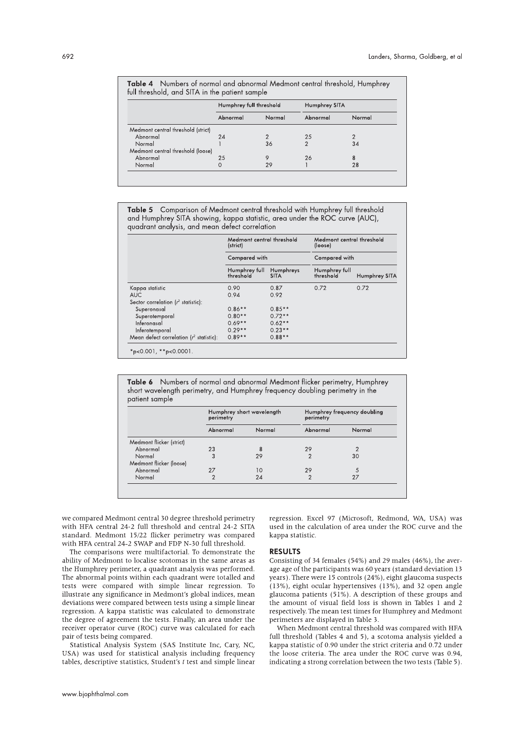**Table 4** Numbers of normal and abnormal Medmont central threshold, Humphrey full threshold, and SITA in the patient sample

| | Humphrey full threshold | | Humphrey SITA | |
|---|---|---|---|---|
| | Abnormal | Normal | Abnormal | Normal |
| Medmont central threshold (strict) | | | | |
| Abnormal | 24 | 2 | 25 | 2 |
| Normal | 1 | 36 | 2 | 34 |
| Medmont central threshold (loose) | | | | |
| Abnormal | 25 | 9 | 26 | 8 |
| Normal | 0 | 29 | 1 | 28 |

**Table 5** Comparison of Medmont central threshold with Humphrey full threshold and Humphrey SITA showing, kappa statistic, area under the ROC curve (AUC), quadrant analysis, and mean defect correlation

| | Medmont central threshold (strict) | | Medmont central threshold (loose) | |
|---|---|---|---|---|
| | Compared with | | Compared with | |
| | Humphrey full threshold | Humphreys SITA | Humphrey full threshold | Humphrey SITA |
| Kappa statistic | 0.90 | 0.87 | 0.72 | 0.72 |
| AUC | 0.94 | 0.92 | | |
| Sector correlation ($r^2$ statistic): | | | | |
| Superonasal | 0.86** | 0.85** | | |
| Superotemporal | 0.80** | 0.72** | | |
| Inferonasal | 0.69** | 0.62** | | |
| Inferotemporal | 0.29** | 0.23** | | |
| Mean defect correlation ($r^2$ statistic): | 0.89** | 0.88** | | |

*$p<0.001$, **$p<0.0001$.

**Table 6** Numbers of normal and abnormal Medmont flicker perimetry, Humphrey short wavelength perimetry, and Humphrey frequency doubling perimetry in the patient sample

| | Humphrey short wavelength perimetry | | Humphrey frequency doubling perimetry | |
|---|---|---|---|---|
| | Abnormal | Normal | Abnormal | Normal |
| Medmont flicker (strict) | | | | |
| Abnormal | 23 | 8 | 29 | 2 |
| Normal | 3 | 29 | 2 | 30 |
| Medmont flicker (loose) | | | | |
| Abnormal | 27 | 10 | 29 | 5 |
| Normal | 2 | 24 | 2 | 27 |

we compared Medmont central 30 degree threshold perimetry with HFA central 24-2 full threshold and central 24-2 SITA standard. Medmont 15/22 flicker perimetry was compared with HFA central 24-2 SWAP and FDP N-30 full threshold.

The comparisons were multifactorial. To demonstrate the ability of Medmont to localise scotomas in the same areas as the Humphrey perimeter, a quadrant analysis was performed. The abnormal points within each quadrant were totalled and tests were compared with simple linear regression. To illustrate any significance in Medmont's global indices, mean deviations were compared between tests using a simple linear regression. A kappa statistic was calculated to demonstrate the degree of agreement the tests. Finally, an area under the receiver operator curve (ROC) curve was calculated for each pair of tests being compared.

Statistical Analysis System (SAS Institute Inc, Cary, NC, USA) was used for statistical analysis including frequency tables, descriptive statistics, Student's *t* test and simple linear regression. Excel 97 (Microsoft, Redmond, WA, USA) was used in the calculation of area under the ROC curve and the kappa statistic.

## RESULTS

Consisting of 34 females (54%) and 29 males (46%), the average age of the participants was 60 years (standard deviation 13 years). There were 15 controls (24%), eight glaucoma suspects (13%), eight ocular hypertensives (13%), and 32 open angle glaucoma patients (51%). A description of these groups and the amount of visual field loss is shown in Tables 1 and 2 respectively. The mean test times for Humphrey and Medmont perimeters are displayed in Table 3.

When Medmont central threshold was compared with HFA full threshold (Tables 4 and 5), a scotoma analysis yielded a kappa statistic of 0.90 under the strict criteria and 0.72 under the loose criteria. The area under the ROC curve was 0.94, indicating a strong correlation between the two tests (Table 5).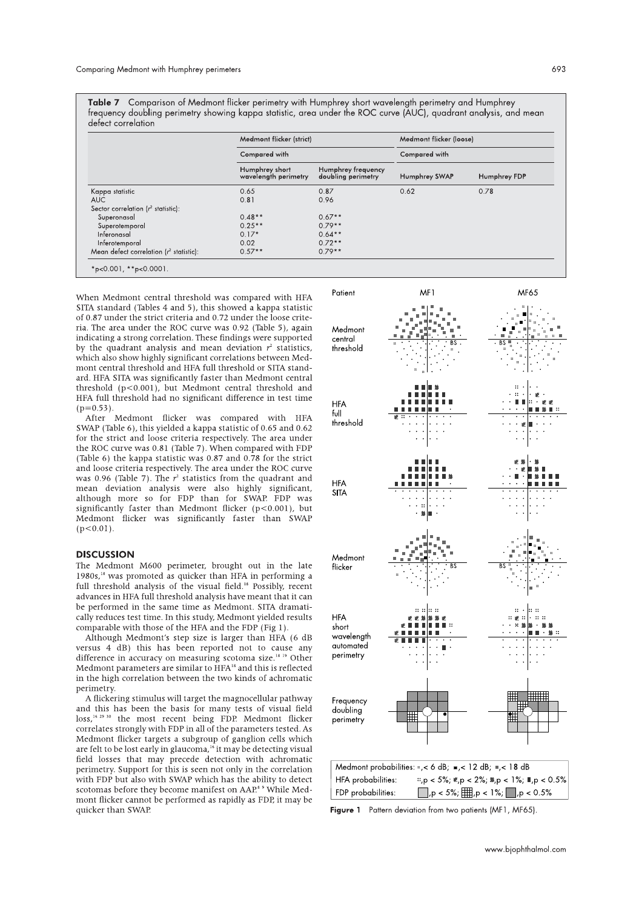**Table 7** Comparison of Medmont flicker perimetry with Humphrey short wavelength perimetry and Humphrey frequency doubling perimetry showing kappa statistic, area under the ROC curve (AUC), quadrant analysis, and mean defect correlation

| | Medmont flicker (strict) | | Medmont flicker (loose) | |
|---|---|---|---|---|
| | Compared with | | Compared with | |
| | Humphrey short wavelength perimetry | Humphrey frequency doubling perimetry | Humphrey SWAP | Humphrey FDP |
| Kappa statistic | 0.65 | 0.87 | 0.62 | 0.78 |
| AUC | 0.81 | 0.96 | | |
| Sector correlation ($r^2$ statistic): | | | | |
| Superonasal | 0.48** | 0.67** | | |
| Superotemporal | 0.25** | 0.79** | | |
| Inferonasal | 0.17* | 0.64** | | |
| Inferotemporal | 0.02 | 0.72** | | |
| Mean defect correlation ($r^2$ statistic): | 0.57** | 0.79** | | |

*p<0.001, **p<0.0001.

When Medmont central threshold was compared with HFA SITA standard (Tables 4 and 5), this showed a kappa statistic of 0.87 under the strict criteria and 0.72 under the loose criteria. The area under the ROC curve was 0.92 (Table 5), again indicating a strong correlation. These findings were supported by the quadrant analysis and mean deviation $r^2$ statistics, which also show highly significant correlations between Medmont central threshold and HFA full threshold or SITA standard. HFA SITA was significantly faster than Medmont central threshold ($p<0.001$), but Medmont central threshold and HFA full threshold had no significant difference in test time ($p=0.53$).

After Medmont flicker was compared with HFA SWAP (Table 6), this yielded a kappa statistic of 0.65 and 0.62 for the strict and loose criteria respectively. The area under the ROC curve was 0.81 (Table 7). When compared with FDP (Table 6) the kappa statistic was 0.87 and 0.78 for the strict and loose criteria respectively. The area under the ROC curve was 0.96 (Table 7). The $r^2$ statistics from the quadrant and mean deviation analysis were also highly significant, although more so for FDP than for SWAP. FDP was significantly faster than Medmont flicker ($p<0.001$), but Medmont flicker was significantly faster than SWAP ($p<0.01$).

## DISCUSSION

The Medmont M600 perimeter, brought out in the late 1980s,[18] was promoted as quicker than HFA in performing a full threshold analysis of the visual field.[18] Possibly, recent advances in HFA full threshold analysis have meant that it can be performed in the same time as Medmont. SITA dramatically reduces test time. In this study, Medmont yielded results comparable with those of the HFA and the FDP (Fig 1).

Although Medmont's step size is larger than HFA (6 dB versus 4 dB) this has been reported not to cause any difference in accuracy on measuring scotoma size.[18 19] Other Medmont parameters are similar to HFA[18] and this is reflected in the high correlation between the two kinds of achromatic perimetry.

A flickering stimulus will target the magnocellular pathway and this has been the basis for many tests of visual field loss,[16 29 30] the most recent being FDP. Medmont flicker correlates strongly with FDP in all of the parameters tested. As Medmont flicker targets a subgroup of ganglion cells which are felt to be lost early in glaucoma,[16] it may be detecting visual field losses that may precede detection with achromatic perimetry. Support for this is seen not only in the correlation with FDP but also with SWAP which has the ability to detect scotomas before they become manifest on AAP.[8 9] While Medmont flicker cannot be performed as rapidly as FDP, it may be quicker than SWAP.

Medmont probabilities: ::,< 6 dB; ▪,< 12 dB; ■,< 18 dB
HFA probabilities: ::,p < 5%; ▩,p < 2%; ▦,p < 1%; ■,p < 0.5%
FDP probabilities: □,p < 5%; ▦,p < 1%; ■,p < 0.5%

**Figure 1** Pattern deviation from two patients (MF1, MF65).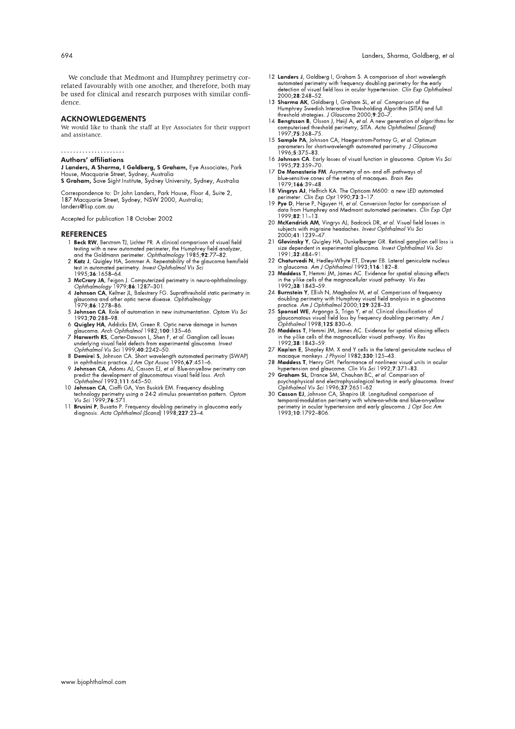We conclude that Medmont and Humphrey perimetry correlated favourably with one another, and therefore, both may be used for clinical and research purposes with similar confidence.

## ACKNOWLEDGEMENTS

We would like to thank the staff at Eye Associates for their support and assistance.

.....................

### Authors' affiliations

**J Landers, A Sharma, I Goldberg, S Graham,** Eye Associates, Park House, Macquarie Street, Sydney, Australia
**S Graham,** Save Sight Institute, Sydney University, Sydney, Australia

Correspondence to: Dr John Landers, Park House, Floor 4, Suite 2, 187 Macquarie Street, Sydney, NSW 2000, Australia; landers@lisp.com.au

Accepted for publication 18 October 2002

## REFERENCES

1. **Beck RW**, Berstrom TJ, Lichter PR. A clinical comparison of visual field testing with a new automated perimeter, the Humphrey field analyzer, and the Goldmann perimeter. *Ophthalmology* 1985;**92**:77–82.
2. **Katz J**, Quigley HA, Sommer A. Repeatability of the glaucoma hemifield test in automated perimetry. *Invest Ophthalmol Vis Sci* 1995;**36**:1658–64.
3. **McCrary JA**, Feigon J. Computerized perimetry in neuro-ophthalmology. *Ophthalmology* 1979;**86**:1287–301.
4. **Johnson CA**, Keltner JL, Balestrery FG. Suprathreshold static perimetry in glaucoma and other optic nerve disease. *Ophthalmology* 1979;**86**:1278–86.
5. **Johnson CA**. Role of automation in new instrumentation. *Optom Vis Sci* 1993;**70**:288–98.
6. **Quigley HA**, Addicks EM, Green R. Optic nerve damage in human glaucoma. *Arch Ophthalmol* 1982;**100**:135–46.
7. **Harwerth RS**, Carter-Dawson L, Shen F, *et al*. Ganglion cell losses underlying visual field defects from experimental glaucoma. *Invest Ophthalmol Vis Sci* 1999;**40**:2242–50.
8. **Demirel S**, Johnson CA. Short wavelength automated perimetry (SWAP) in ophthalmic practice. *J Am Opt Assoc* 1996;**67**:451–6.
9. **Johnson CA**, Adams AJ, Casson EJ, *et al*. Blue-on-yellow perimetry can predict the development of glaucomatous visual field loss. *Arch Ophthalmol* 1993;**111**:645–50.
10. **Johnson CA**, Cioffi GA, Van Buskirk EM. Frequency doubling technology perimetry using a 24-2 stimulus presentation pattern. *Optom Vis Sci* 1999;**76**:571.
11. **Brusini P**, Busatto P. Frequency doubling perimetry in glaucoma early diagnosis. *Acta Ophthalmol (Scand)* 1998;**227**:23–4.
12. **Landers J**, Goldberg I, Graham S. A comparison of short wavelength automated perimetry with frequency doubling perimetry for the early detection of visual field loss in ocular hypertension. *Clin Exp Ophthalmol* 2000;**28**:248–52.
13. **Sharma AK**, Goldberg I, Graham SL, *et al*. Comparison of the Humphrey Swedish Interactive Thresholding Algorithm (SITA) and full threshold strategies. *J Glaucoma* 2000;**9**:20–7.
14. **Bengtsson B**, Olsson J, Heijl A, *et al*. A new generation of algorithms for computerised threshold perimetry, SITA. *Acta Ophthalmol (Scand)* 1997;**75**:368–75.
15. **Sample PA**, Johnson CA, Haegerstrom-Portnoy G, *et al*. Optimum parameters for short-wavelength automated perimetry. *J Glaucoma* 1996;**5**:375–83.
16. **Johnson CA**. Early losses of visual function in glaucoma. *Optom Vis Sci* 1995;**72**:359–70.
17. **De Monasterio FM**. Asymmetry of on- and off- pathways of blue-sensitive cones of the retina of macaques. *Brain Res* 1979;**166**:39–48.
18. **Vingrys AJ**, Helfrich KA. The Opticom M600: a new LED automated perimeter. *Clin Exp Opt* 1990;**73**:3–17.
19. **Pye D**, Herse P, Nguyen H, *et al*. Conversion factor for comparison of data from Humphrey and Medmont automated perimeters. *Clin Exp Opt* 1999;**82**:11–13.
20. **McKendrick AM**, Vingrys AJ, Badcock DR, *et al*. Visual field losses in subjects with migraine headaches. *Invest Ophthalmol Vis Sci* 2000;**41**:1239–47.
21. **Glovinsky Y**, Quigley HA, Dunkelberger GR. Retinal ganglion cell loss is size dependent in experimental glaucoma. *Invest Ophthalmol Vis Sci* 1991;**32**:484–91.
22. **Chaturvedi N**, Hedley-Whyte ET, Dreyer EB. Lateral geniculate nucleus in glaucoma. *Am J Ophthalmol* 1993;**116**:182–8.
23. **Maddess T**, Hemmi JM, James AC. Evidence for spatial aliasing effects in the y-like cells of the magnocellular visual pathway. *Vis Res* 1992;**38**:1843–59.
24. **Burnstein Y**, Ellish N, Magbalov M, *et al*. Comparison of frequency doubling perimetry with Humphrey visual field analysis in a glaucoma practice. *Am J Ophthalmol* 2000;**129**:328–33.
25. **Sponsel WE**, Arango S, Trigo Y, *et al*. Clinical classification of glaucomatous visual field loss by frequency doubling perimetry. *Am J Ophthalmol* 1998;**125**:830–6.
26. **Maddess T**, Hemmi JM, James AC. Evidence for spatial aliasing effects in the y-like cells of the magnocellular visual pathway. *Vis Res* 1992;**38**:1843–59.
27. **Kaplan E**, Shapley RM. X and Y cells in the lateral geniculate nucleus of macaque monkeys. *J Physiol* 1982;**330**:125–43.
28. **Maddess T**, Henry GH. Performance of nonlinear visual units in ocular hypertension and glaucoma. *Clin Vis Sci* 1992;**7**:371–83.
29. **Graham SL**, Drance SM, Chauhan BC, *et al*. Comparison of psychophysical and electrophysiological testing in early glaucoma. *Invest Ophthalmol Vis Sci* 1996;**37**:2651–62.
30. **Casson EJ**, Johnson CA, Shapiro LR. Longitudinal comparison of temporal-modulation perimetry with white-on-white and blue-on-yellow perimetry in ocular hypertension and early glaucoma. *J Opt Soc Am* 1993;**10**:1792–806.